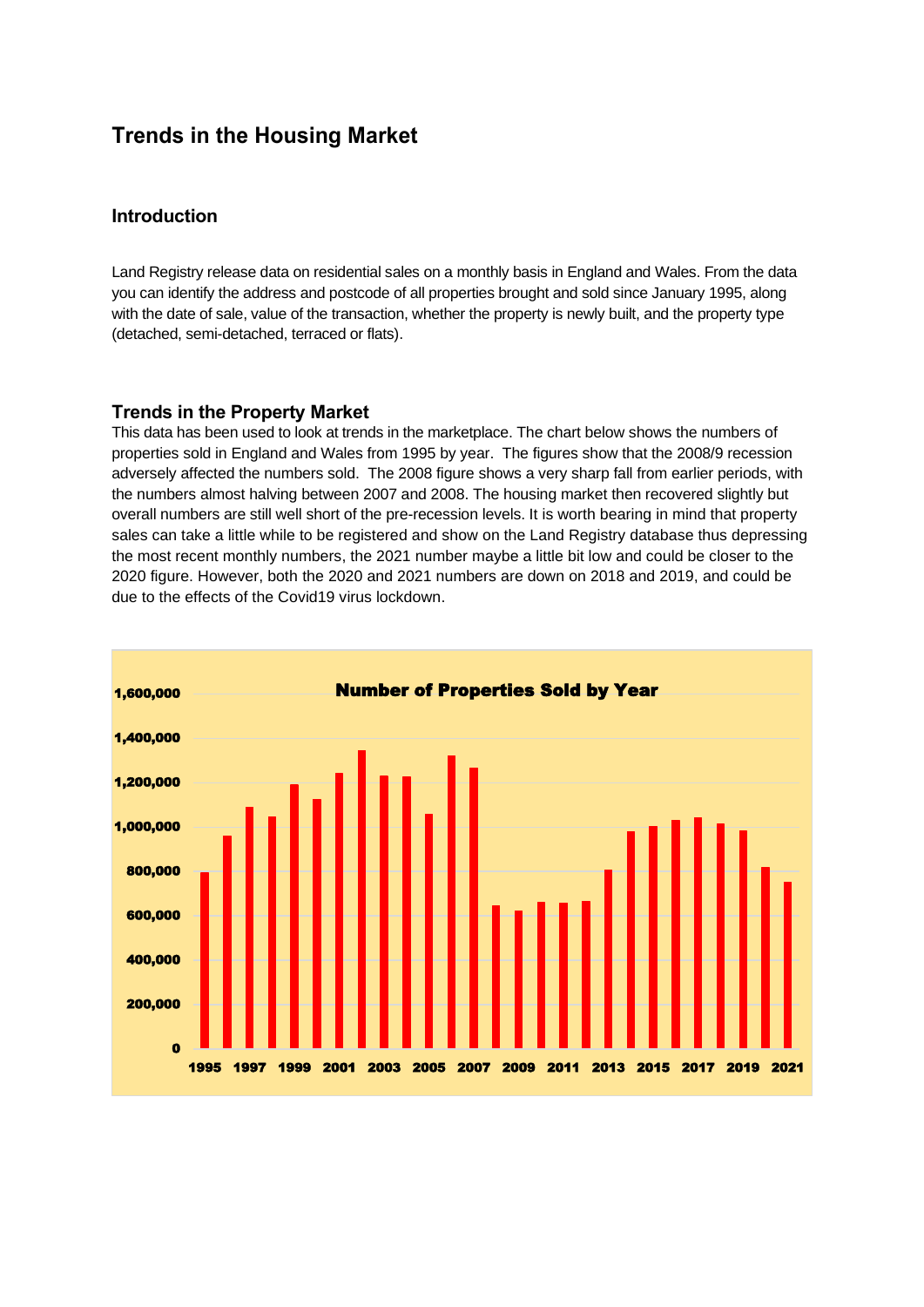# Trends in the Housing Market

## Introduction

Land Registry release data on residential sales on a monthly basis in England and Wales. From the data you can identify the address and postcode of all properties brought and sold since January 1995, along with the date of sale, value of the transaction, whether the property is newly built, and the property type (detached, semi-detached, terraced or flats).

## Trends in the Property Market

This data has been used to look at trends in the marketplace. The chart below shows the numbers of properties sold in England and Wales from 1995 by year. The figures show that the 2008/9 recession adversely affected the numbers sold. The 2008 figure shows a very sharp fall from earlier periods, with the numbers almost halving between 2007 and 2008. The housing market then recovered slightly but overall numbers are still well short of the pre-recession levels. It is worth bearing in mind that property sales can take a little while to be registered and show on the Land Registry database thus depressing the most recent monthly numbers, the 2021 number maybe a little bit low and could be closer to the 2020 figure. However, both the 2020 and 2021 numbers are down on 2018 and 2019, and could be due to the effects of the Covid19 virus lockdown.

**Number of Properties Sold by Year**

(Bar chart: y-axis 0 to 1,600,000 in steps of 200,000; x-axis years 1995 to 2021)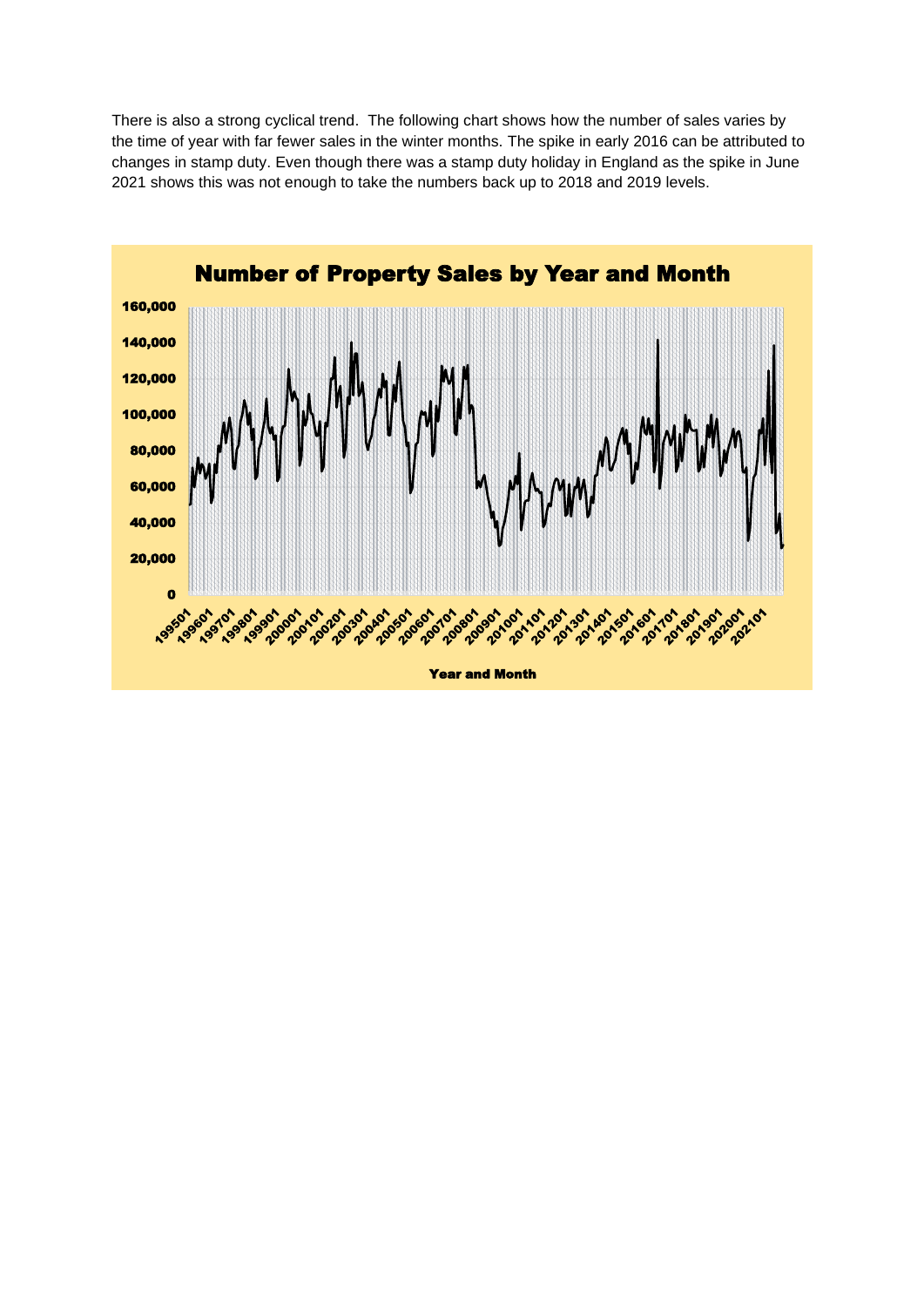There is also a strong cyclical trend. The following chart shows how the number of sales varies by the time of year with far fewer sales in the winter months. The spike in early 2016 can be attributed to changes in stamp duty. Even though there was a stamp duty holiday in England as the spike in June 2021 shows this was not enough to take the numbers back up to 2018 and 2019 levels.

**Number of Property Sales by Year and Month**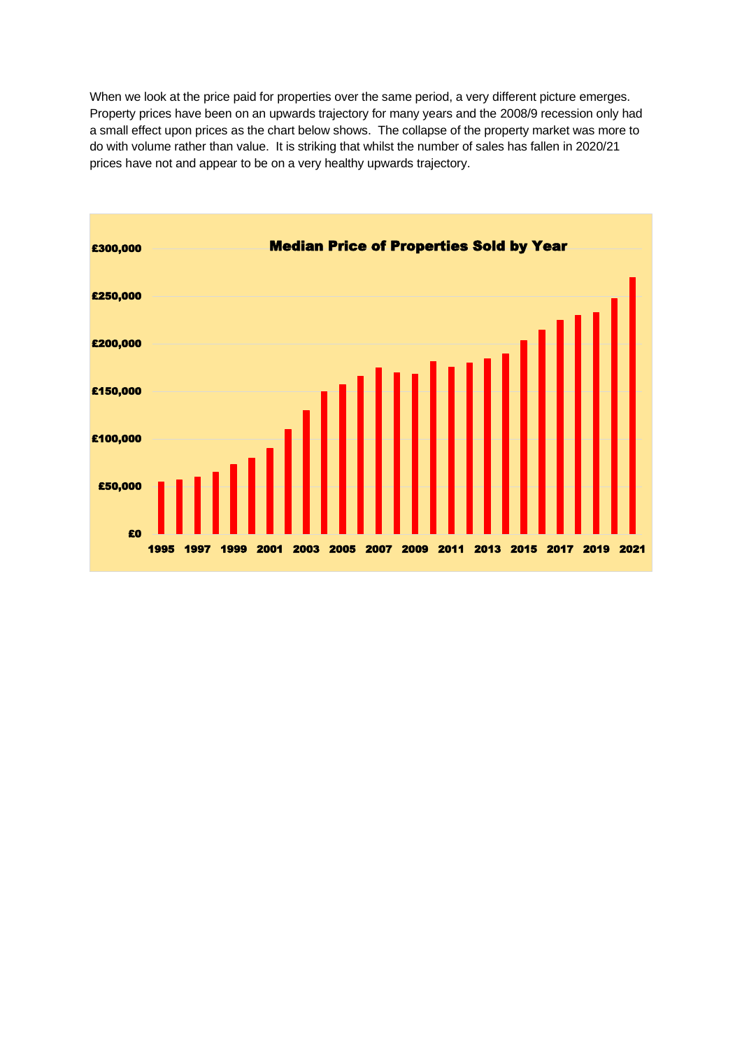When we look at the price paid for properties over the same period, a very different picture emerges. Property prices have been on an upwards trajectory for many years and the 2008/9 recession only had a small effect upon prices as the chart below shows. The collapse of the property market was more to do with volume rather than value. It is striking that whilst the number of sales has fallen in 2020/21 prices have not and appear to be on a very healthy upwards trajectory.

**Median Price of Properties Sold by Year**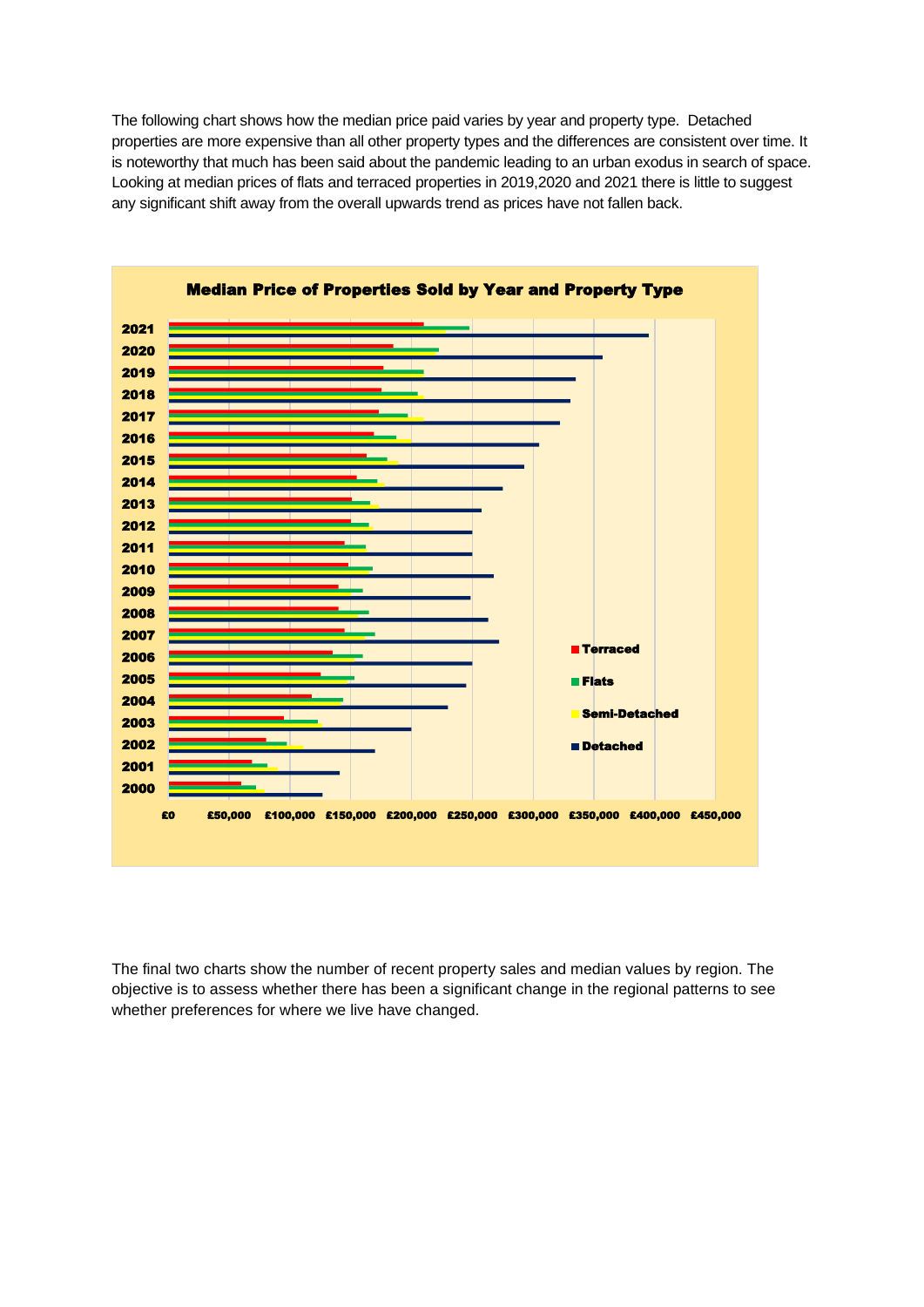The following chart shows how the median price paid varies by year and property type. Detached properties are more expensive than all other property types and the differences are consistent over time. It is noteworthy that much has been said about the pandemic leading to an urban exodus in search of space. Looking at median prices of flats and terraced properties in 2019,2020 and 2021 there is little to suggest any significant shift away from the overall upwards trend as prices have not fallen back.

**Median Price of Properties Sold by Year and Property Type**

The final two charts show the number of recent property sales and median values by region. The objective is to assess whether there has been a significant change in the regional patterns to see whether preferences for where we live have changed.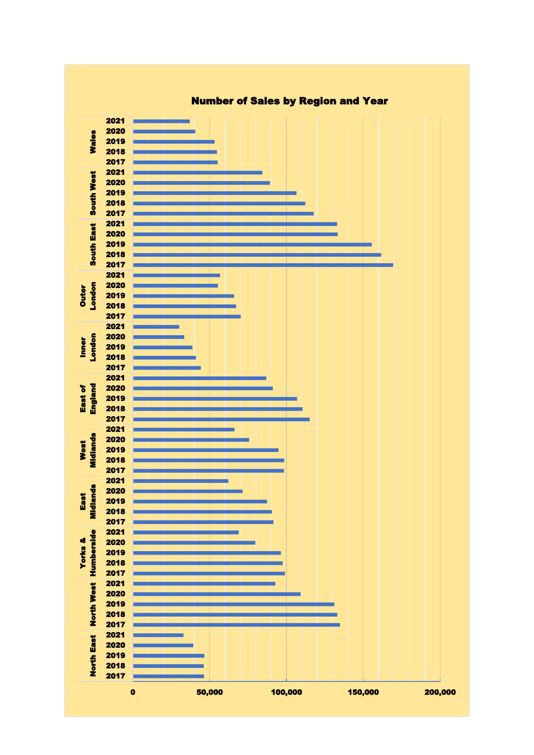## Number of Sales by Region and Year

| Region | Year |
|---|---|
| Wales | 2021 |
| | 2020 |
| | 2019 |
| | 2018 |
| | 2017 |
| South West | 2021 |
| | 2020 |
| | 2019 |
| | 2018 |
| | 2017 |
| South East | 2021 |
| | 2020 |
| | 2019 |
| | 2018 |
| | 2017 |
| Outer London | 2021 |
| | 2020 |
| | 2019 |
| | 2018 |
| | 2017 |
| Inner London | 2021 |
| | 2020 |
| | 2019 |
| | 2018 |
| | 2017 |
| East of England | 2021 |
| | 2020 |
| | 2019 |
| | 2018 |
| | 2017 |
| West Midlands | 2021 |
| | 2020 |
| | 2019 |
| | 2018 |
| | 2017 |
| East Midlands | 2021 |
| | 2020 |
| | 2019 |
| | 2018 |
| | 2017 |
| Yorks & Humberside | 2021 |
| | 2020 |
| | 2019 |
| | 2018 |
| | 2017 |
| North West | 2021 |
| | 2020 |
| | 2019 |
| | 2018 |
| | 2017 |
| North East | 2021 |
| | 2020 |
| | 2019 |
| | 2018 |
| | 2017 |

0 | 50,000 | 100,000 | 150,000 | 200,000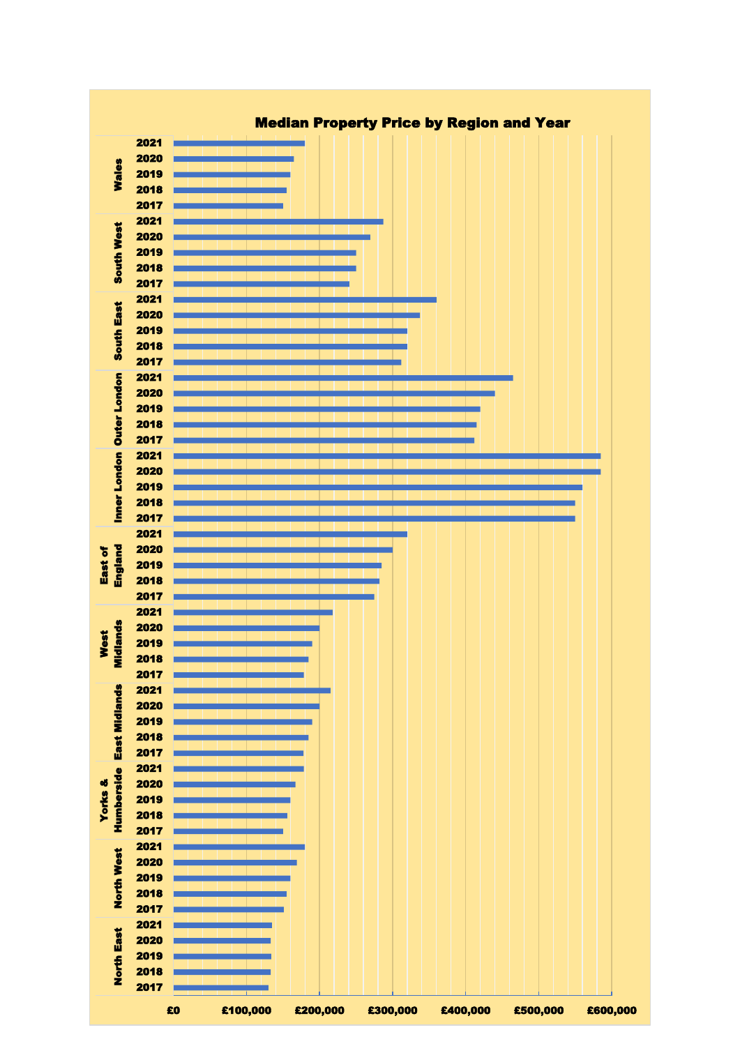# Median Property Price by Region and Year

| Region | Year |
|---|---|
| Wales | 2021 |
| | 2020 |
| | 2019 |
| | 2018 |
| | 2017 |
| South West | 2021 |
| | 2020 |
| | 2019 |
| | 2018 |
| | 2017 |
| South East | 2021 |
| | 2020 |
| | 2019 |
| | 2018 |
| | 2017 |
| Outer London | 2021 |
| | 2020 |
| | 2019 |
| | 2018 |
| | 2017 |
| Inner London | 2021 |
| | 2020 |
| | 2019 |
| | 2018 |
| | 2017 |
| East of England | 2021 |
| | 2020 |
| | 2019 |
| | 2018 |
| | 2017 |
| West Midlands | 2021 |
| | 2020 |
| | 2019 |
| | 2018 |
| | 2017 |
| East Midlands | 2021 |
| | 2020 |
| | 2019 |
| | 2018 |
| | 2017 |
| Yorks & Humberside | 2021 |
| | 2020 |
| | 2019 |
| | 2018 |
| | 2017 |
| North West | 2021 |
| | 2020 |
| | 2019 |
| | 2018 |
| | 2017 |
| North East | 2021 |
| | 2020 |
| | 2019 |
| | 2018 |
| | 2017 |

£0 £100,000 £200,000 £300,000 £400,000 £500,000 £600,000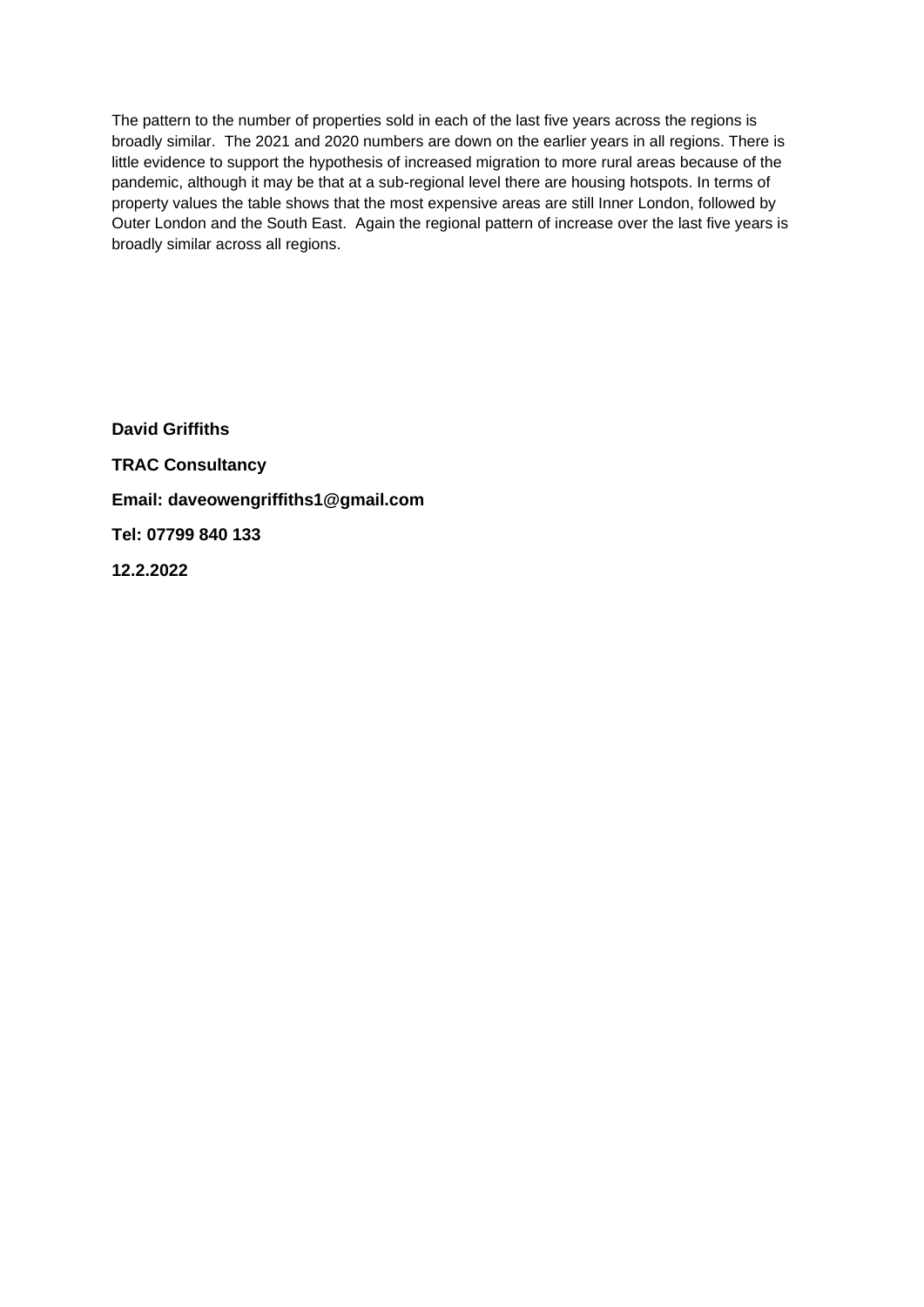The pattern to the number of properties sold in each of the last five years across the regions is broadly similar. The 2021 and 2020 numbers are down on the earlier years in all regions. There is little evidence to support the hypothesis of increased migration to more rural areas because of the pandemic, although it may be that at a sub-regional level there are housing hotspots. In terms of property values the table shows that the most expensive areas are still Inner London, followed by Outer London and the South East. Again the regional pattern of increase over the last five years is broadly similar across all regions.

**David Griffiths**

**TRAC Consultancy**

**Email: daveowengriffiths1@gmail.com**

**Tel: 07799 840 133**

**12.2.2022**